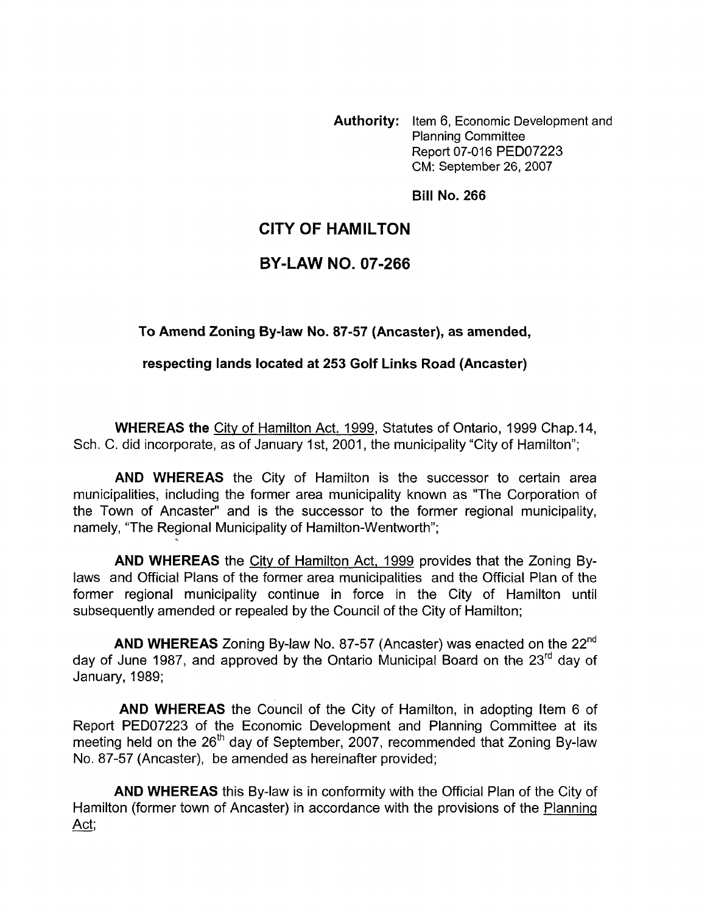**Authority:** Item 6, Economic Development and Planning Committee
Report 07-016 PED07223
CM: September 26, 2007

**Bill No. 266**

# CITY OF HAMILTON

# BY-LAW NO. 07-266

### To Amend Zoning By-law No. 87-57 (Ancaster), as amended, respecting lands located at 253 Golf Links Road (Ancaster)

**WHEREAS the** City of Hamilton Act. 1999, Statutes of Ontario, 1999 Chap.14, Sch. C. did incorporate, as of January 1st, 2001, the municipality "City of Hamilton";

**AND WHEREAS** the City of Hamilton is the successor to certain area municipalities, including the former area municipality known as "The Corporation of the Town of Ancaster" and is the successor to the former regional municipality, namely, "The Regional Municipality of Hamilton-Wentworth";

**AND WHEREAS** the City of Hamilton Act, 1999 provides that the Zoning By-laws and Official Plans of the former area municipalities and the Official Plan of the former regional municipality continue in force in the City of Hamilton until subsequently amended or repealed by the Council of the City of Hamilton;

**AND WHEREAS** Zoning By-law No. 87-57 (Ancaster) was enacted on the 22nd day of June 1987, and approved by the Ontario Municipal Board on the 23rd day of January, 1989;

**AND WHEREAS** the Council of the City of Hamilton, in adopting Item 6 of Report PED07223 of the Economic Development and Planning Committee at its meeting held on the 26th day of September, 2007, recommended that Zoning By-law No. 87-57 (Ancaster), be amended as hereinafter provided;

**AND WHEREAS** this By-law is in conformity with the Official Plan of the City of Hamilton (former town of Ancaster) in accordance with the provisions of the Planning Act;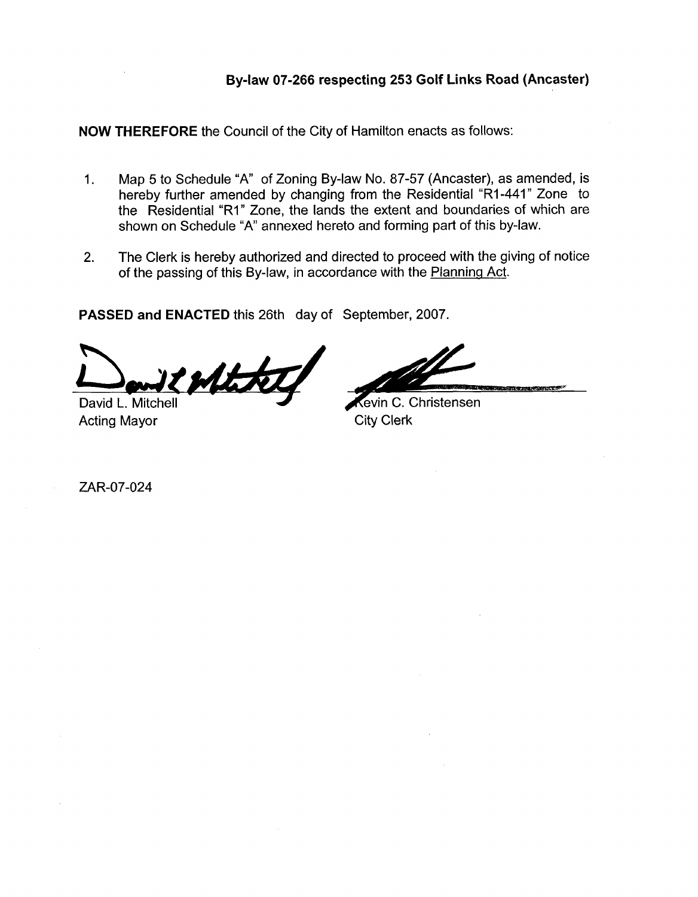**By-law 07-266 respecting 253 Golf Links Road (Ancaster)**

**NOW THEREFORE** the Council of the City of Hamilton enacts as follows:

1. Map 5 to Schedule "A" of Zoning By-law No. 87-57 (Ancaster), as amended, is hereby further amended by changing from the Residential "R1-441" Zone to the Residential "R1" Zone, the lands the extent and boundaries of which are shown on Schedule "A" annexed hereto and forming part of this by-law.

2. The Clerk is hereby authorized and directed to proceed with the giving of notice of the passing of this By-law, in accordance with the Planning Act.

**PASSED and ENACTED** this 26th day of September, 2007.

| | |
|---|---|
| David L. Mitchell | Kevin C. Christensen |
| Acting Mayor | City Clerk |

ZAR-07-024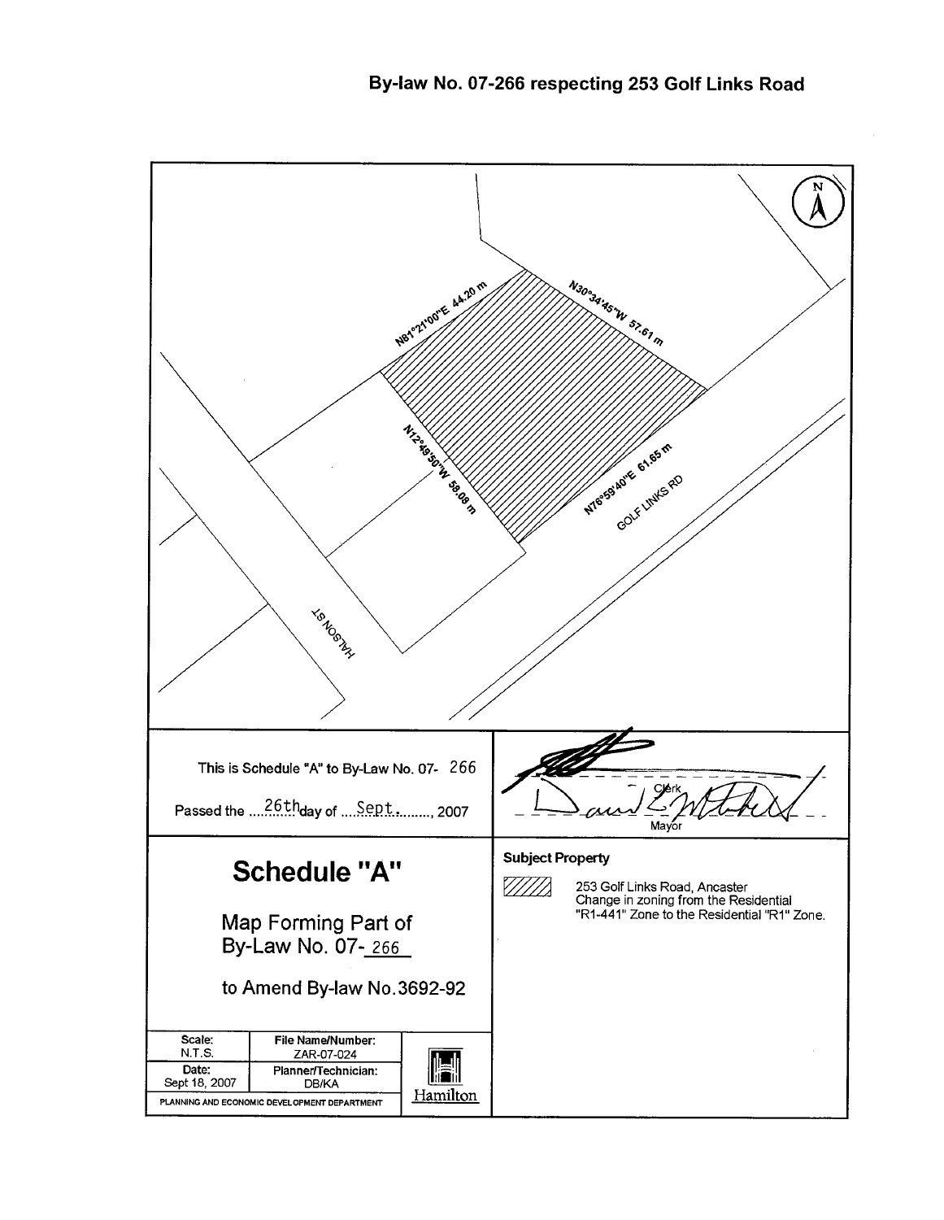## By-law No. 07-266 respecting 253 Golf Links Road

N81°21'00"E 44.20 m

N30°34'45"W 57.61 m

N12°49'50"W 58.08 m

N76°59'40"E 61.65 m

GOLF LINKS RD

HALSON ST

N

This is Schedule "A" to By-Law No. 07- 266

Passed the ....26th day of ....Sept......... 2007

Clerk

Mayor

# Schedule "A"

Map Forming Part of By-Law No. 07- 266

to Amend By-law No.3692-92

**Subject Property**

253 Golf Links Road, Ancaster
Change in zoning from the Residential "R1-441" Zone to the Residential "R1" Zone.

| Scale: | File Name/Number: | |
|---|---|---|
| N.T.S. | ZAR-07-024 | |
| Date: | Planner/Technician: | |
| Sept 18, 2007 | DB/KA | Hamilton |

PLANNING AND ECONOMIC DEVELOPMENT DEPARTMENT